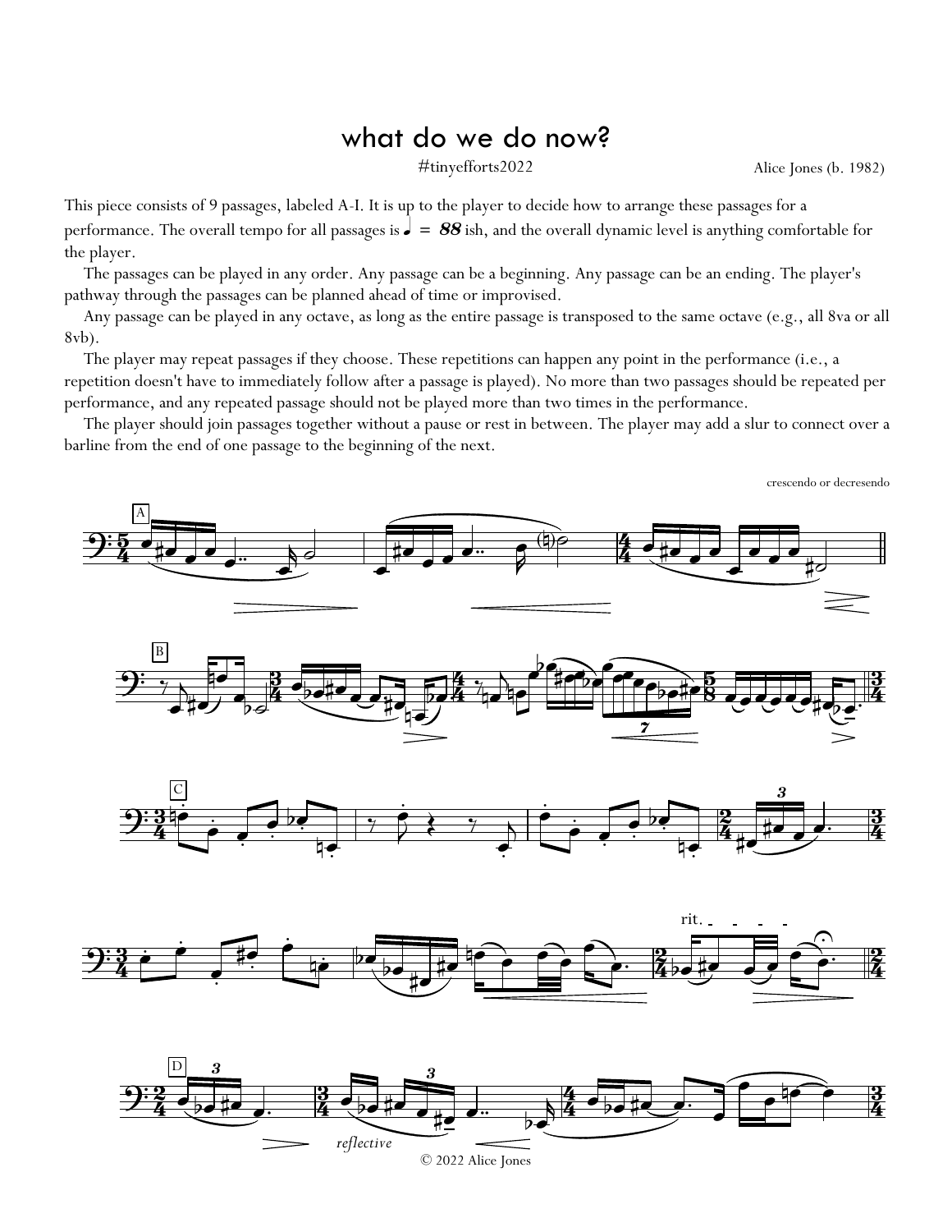# what do we do now?

#tinyefforts2022

Alice Jones (b. 1982)

This piece consists of 9 passages, labeled A-I. It is up to the player to decide how to arrange these passages for a performance. The overall tempo for all passages is ♩ = *88* ish, and the overall dynamic level is anything comfortable for the player.

The passages can be played in any order. Any passage can be a beginning. Any passage can be an ending. The player's pathway through the passages can be planned ahead of time or improvised.

Any passage can be played in any octave, as long as the entire passage is transposed to the same octave (e.g., all 8va or all 8vb).

The player may repeat passages if they choose. These repetitions can happen any point in the performance (i.e., a repetition doesn't have to immediately follow after a passage is played). No more than two passages should be repeated per performance, and any repeated passage should not be played more than two times in the performance.

The player should join passages together without a pause or rest in between. The player may add a slur to connect over a barline from the end of one passage to the beginning of the next.

crescendo or decresendo

A

B

C

rit.

D

*reflective*

© 2022 Alice Jones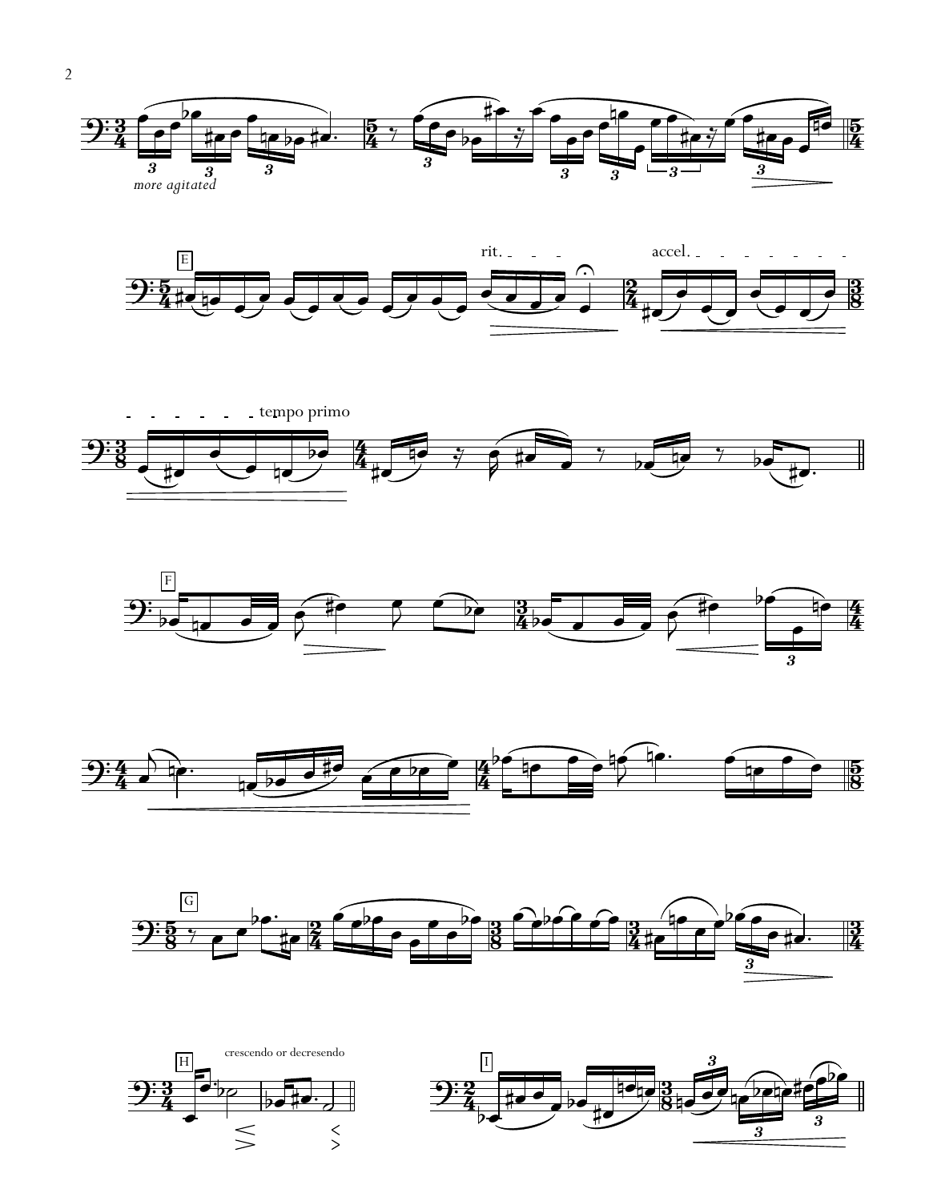*more agitated*

E

rit.

accel.

tempo primo

F

G

H

crescendo or decresendo

I